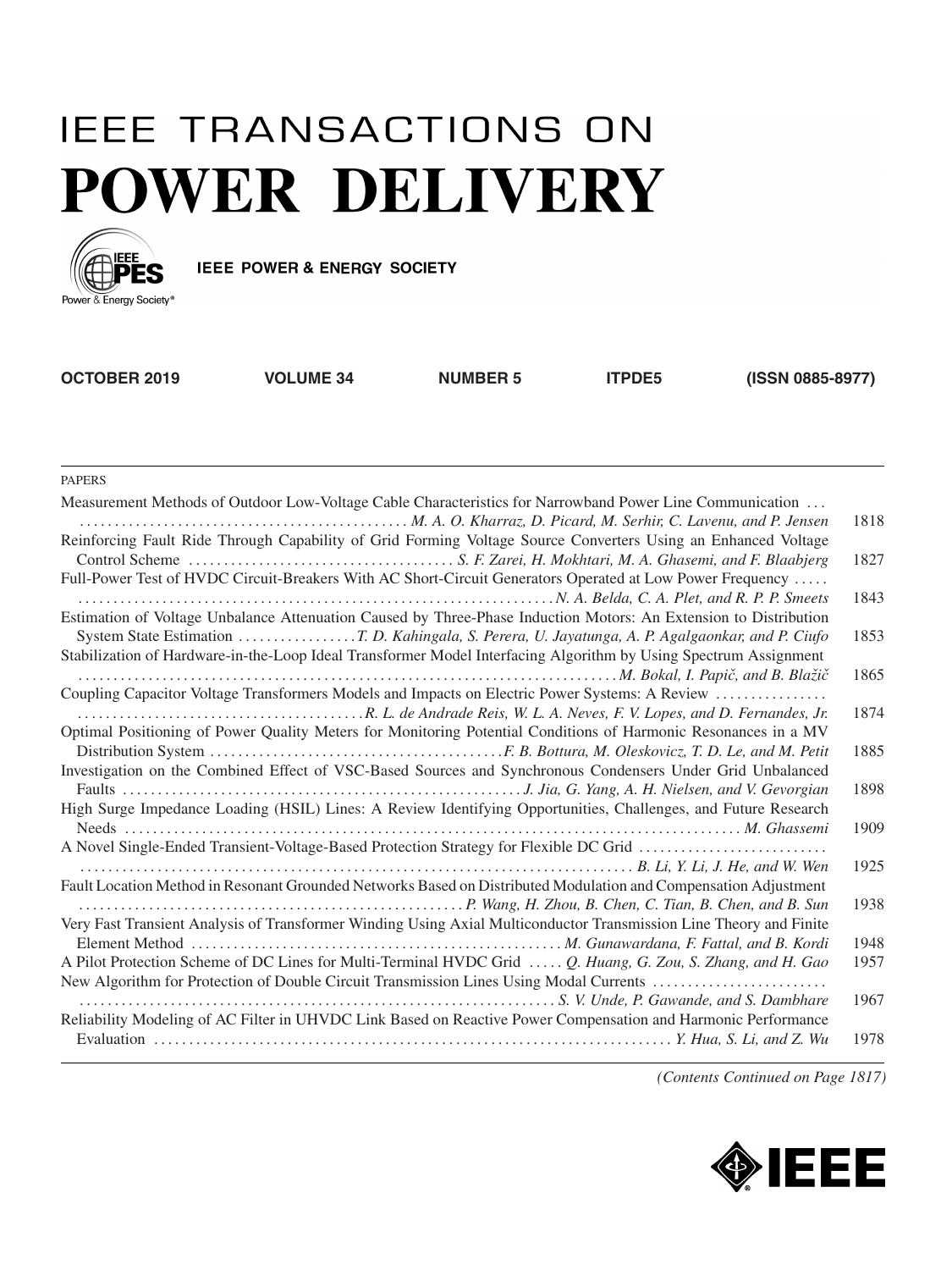# IEEE TRANSACTIONS ON POWER DELIVERY

IEEE POWER & ENERGY SOCIETY

**OCTOBER 2019 VOLUME 34 NUMBER 5 ITPDE5 (ISSN 0885-8977)**

PAPERS

Measurement Methods of Outdoor Low-Voltage Cable Characteristics for Narrowband Power Line Communication ... *M. A. O. Kharraz, D. Picard, M. Serhir, C. Lavenu, and P. Jensen* 1818

Reinforcing Fault Ride Through Capability of Grid Forming Voltage Source Converters Using an Enhanced Voltage Control Scheme ... *S. F. Zarei, H. Mokhtari, M. A. Ghasemi, and F. Blaabjerg* 1827

Full-Power Test of HVDC Circuit-Breakers With AC Short-Circuit Generators Operated at Low Power Frequency ... *N. A. Belda, C. A. Plet, and R. P. P. Smeets* 1843

Estimation of Voltage Unbalance Attenuation Caused by Three-Phase Induction Motors: An Extension to Distribution System State Estimation ... *T. D. Kahingala, S. Perera, U. Jayatunga, A. P. Agalgaonkar, and P. Ciufo* 1853

Stabilization of Hardware-in-the-Loop Ideal Transformer Model Interfacing Algorithm by Using Spectrum Assignment ... *M. Bokal, I. Papič, and B. Blažič* 1865

Coupling Capacitor Voltage Transformers Models and Impacts on Electric Power Systems: A Review ... *R. L. de Andrade Reis, W. L. A. Neves, F. V. Lopes, and D. Fernandes, Jr.* 1874

Optimal Positioning of Power Quality Meters for Monitoring Potential Conditions of Harmonic Resonances in a MV Distribution System ... *F. B. Bottura, M. Oleskovicz, T. D. Le, and M. Petit* 1885

Investigation on the Combined Effect of VSC-Based Sources and Synchronous Condensers Under Grid Unbalanced Faults ... *J. Jia, G. Yang, A. H. Nielsen, and V. Gevorgian* 1898

High Surge Impedance Loading (HSIL) Lines: A Review Identifying Opportunities, Challenges, and Future Research Needs ... *M. Ghassemi* 1909

A Novel Single-Ended Transient-Voltage-Based Protection Strategy for Flexible DC Grid ... *B. Li, Y. Li, J. He, and W. Wen* 1925

Fault Location Method in Resonant Grounded Networks Based on Distributed Modulation and Compensation Adjustment ... *P. Wang, H. Zhou, B. Chen, C. Tian, B. Chen, and B. Sun* 1938

Very Fast Transient Analysis of Transformer Winding Using Axial Multiconductor Transmission Line Theory and Finite Element Method ... *M. Gunawardana, F. Fattal, and B. Kordi* 1948

A Pilot Protection Scheme of DC Lines for Multi-Terminal HVDC Grid ... *Q. Huang, G. Zou, S. Zhang, and H. Gao* 1957

New Algorithm for Protection of Double Circuit Transmission Lines Using Modal Currents ... *S. V. Unde, P. Gawande, and S. Dambhare* 1967

Reliability Modeling of AC Filter in UHVDC Link Based on Reactive Power Compensation and Harmonic Performance Evaluation ... *Y. Hua, S. Li, and Z. Wu* 1978

*(Contents Continued on Page 1817)*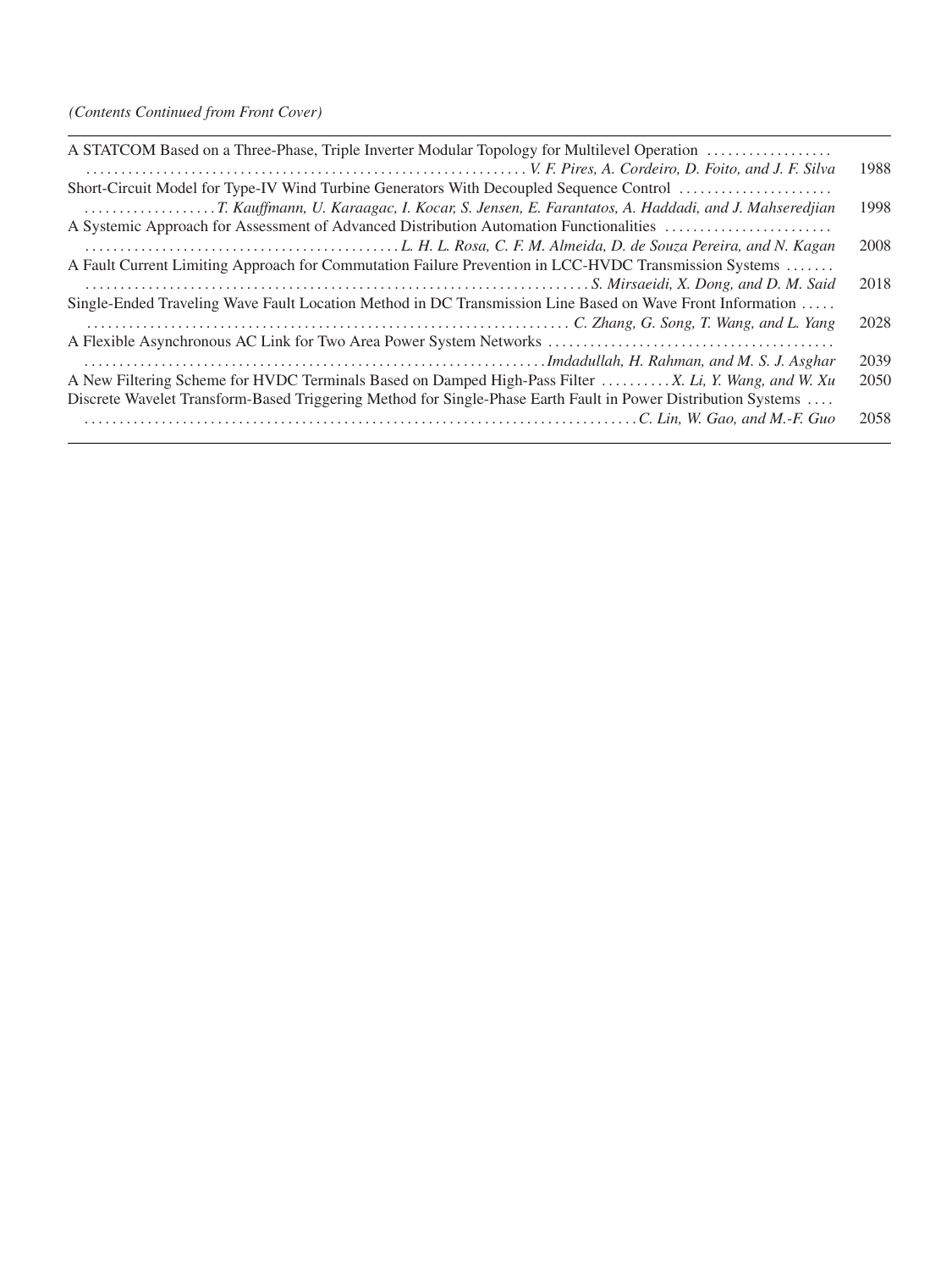*(Contents Continued from Front Cover)*

| | |
|---|---|
| A STATCOM Based on a Three-Phase, Triple Inverter Modular Topology for Multilevel Operation .................. *V. F. Pires, A. Cordeiro, D. Foito, and J. F. Silva* | 1988 |
| Short-Circuit Model for Type-IV Wind Turbine Generators With Decoupled Sequence Control ...................... *T. Kauffmann, U. Karaagac, I. Kocar, S. Jensen, E. Farantatos, A. Haddadi, and J. Mahseredjian* | 1998 |
| A Systemic Approach for Assessment of Advanced Distribution Automation Functionalities ........................ *L. H. L. Rosa, C. F. M. Almeida, D. de Souza Pereira, and N. Kagan* | 2008 |
| A Fault Current Limiting Approach for Commutation Failure Prevention in LCC-HVDC Transmission Systems ....... *S. Mirsaeidi, X. Dong, and D. M. Said* | 2018 |
| Single-Ended Traveling Wave Fault Location Method in DC Transmission Line Based on Wave Front Information ..... *C. Zhang, G. Song, T. Wang, and L. Yang* | 2028 |
| A Flexible Asynchronous AC Link for Two Area Power System Networks ......................................... *Imdadullah, H. Rahman, and M. S. J. Asghar* | 2039 |
| A New Filtering Scheme for HVDC Terminals Based on Damped High-Pass Filter .......... *X. Li, Y. Wang, and W. Xu* | 2050 |
| Discrete Wavelet Transform-Based Triggering Method for Single-Phase Earth Fault in Power Distribution Systems .... *C. Lin, W. Gao, and M.-F. Guo* | 2058 |